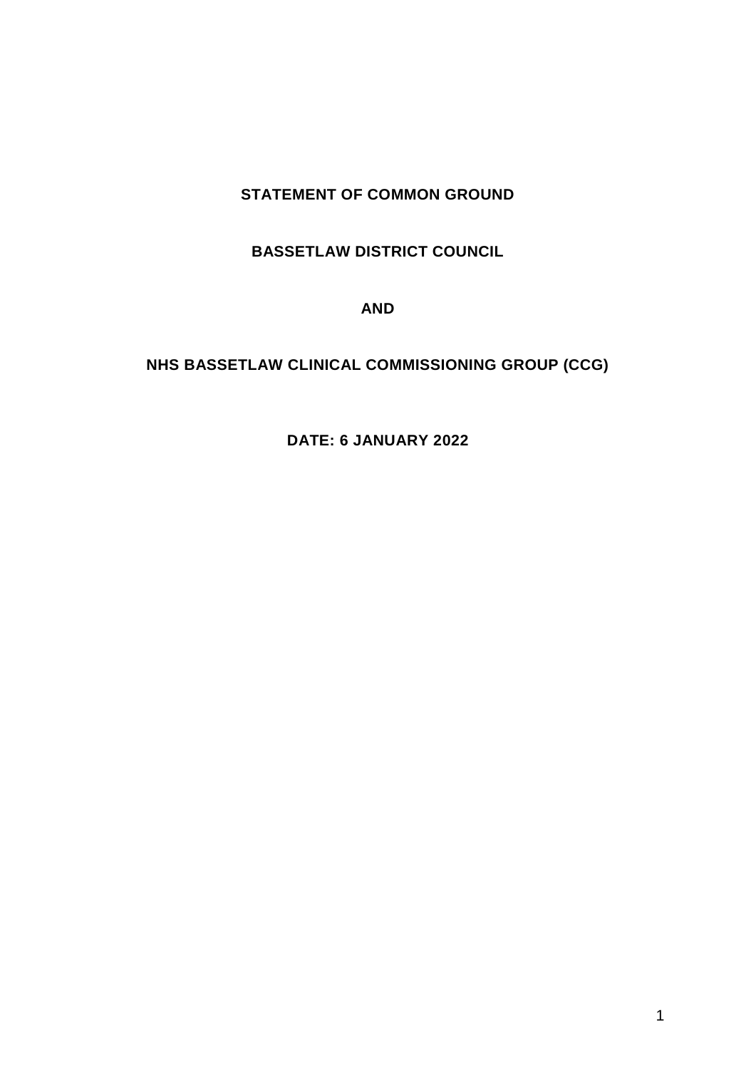**STATEMENT OF COMMON GROUND**

**BASSETLAW DISTRICT COUNCIL**

**AND**

**NHS BASSETLAW CLINICAL COMMISSIONING GROUP (CCG)**

**DATE: 6 JANUARY 2022**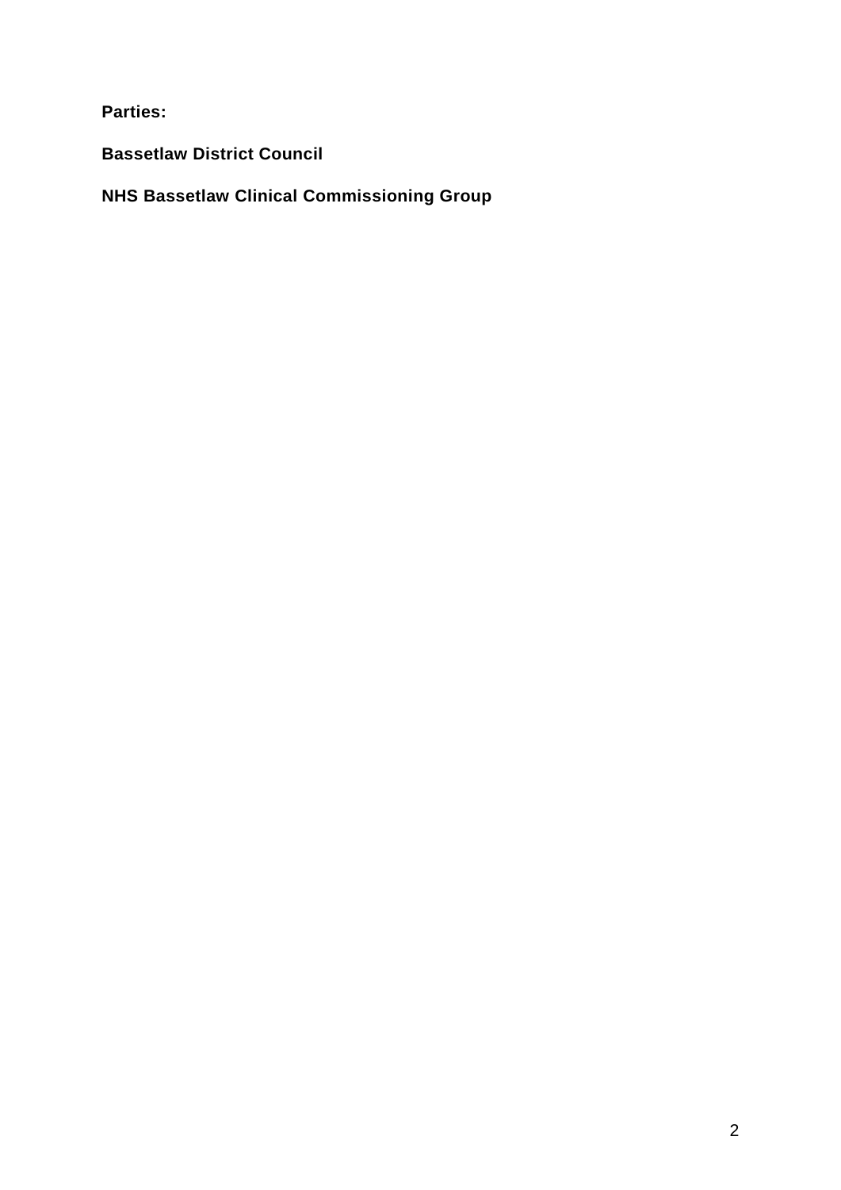**Parties:**

**Bassetlaw District Council**

**NHS Bassetlaw Clinical Commissioning Group**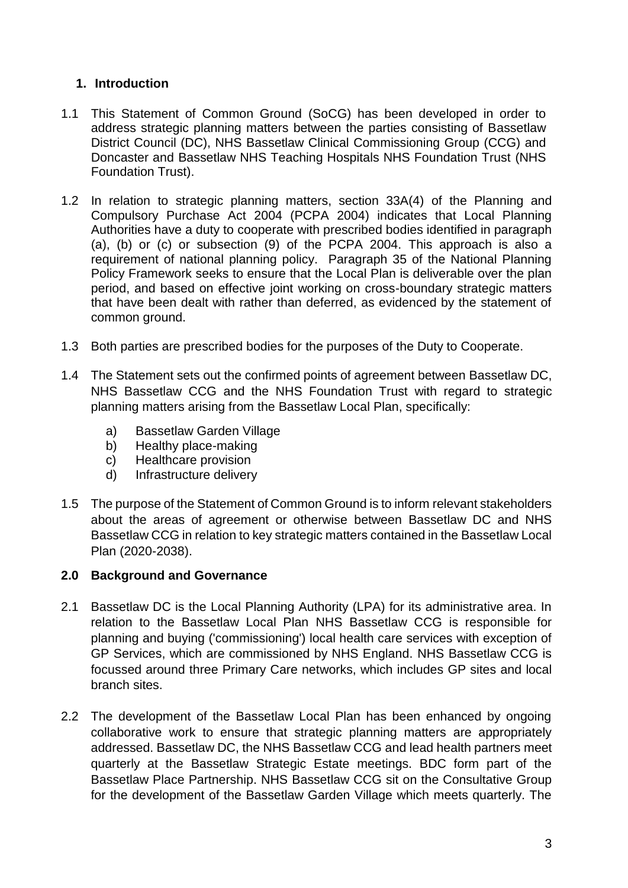## 1. Introduction

1.1 This Statement of Common Ground (SoCG) has been developed in order to address strategic planning matters between the parties consisting of Bassetlaw District Council (DC), NHS Bassetlaw Clinical Commissioning Group (CCG) and Doncaster and Bassetlaw NHS Teaching Hospitals NHS Foundation Trust (NHS Foundation Trust).

1.2 In relation to strategic planning matters, section 33A(4) of the Planning and Compulsory Purchase Act 2004 (PCPA 2004) indicates that Local Planning Authorities have a duty to cooperate with prescribed bodies identified in paragraph (a), (b) or (c) or subsection (9) of the PCPA 2004. This approach is also a requirement of national planning policy. Paragraph 35 of the National Planning Policy Framework seeks to ensure that the Local Plan is deliverable over the plan period, and based on effective joint working on cross-boundary strategic matters that have been dealt with rather than deferred, as evidenced by the statement of common ground.

1.3 Both parties are prescribed bodies for the purposes of the Duty to Cooperate.

1.4 The Statement sets out the confirmed points of agreement between Bassetlaw DC, NHS Bassetlaw CCG and the NHS Foundation Trust with regard to strategic planning matters arising from the Bassetlaw Local Plan, specifically:

a) Bassetlaw Garden Village
b) Healthy place-making
c) Healthcare provision
d) Infrastructure delivery

1.5 The purpose of the Statement of Common Ground is to inform relevant stakeholders about the areas of agreement or otherwise between Bassetlaw DC and NHS Bassetlaw CCG in relation to key strategic matters contained in the Bassetlaw Local Plan (2020-2038).

## 2.0 Background and Governance

2.1 Bassetlaw DC is the Local Planning Authority (LPA) for its administrative area. In relation to the Bassetlaw Local Plan NHS Bassetlaw CCG is responsible for planning and buying ('commissioning') local health care services with exception of GP Services, which are commissioned by NHS England. NHS Bassetlaw CCG is focussed around three Primary Care networks, which includes GP sites and local branch sites.

2.2 The development of the Bassetlaw Local Plan has been enhanced by ongoing collaborative work to ensure that strategic planning matters are appropriately addressed. Bassetlaw DC, the NHS Bassetlaw CCG and lead health partners meet quarterly at the Bassetlaw Strategic Estate meetings. BDC form part of the Bassetlaw Place Partnership. NHS Bassetlaw CCG sit on the Consultative Group for the development of the Bassetlaw Garden Village which meets quarterly. The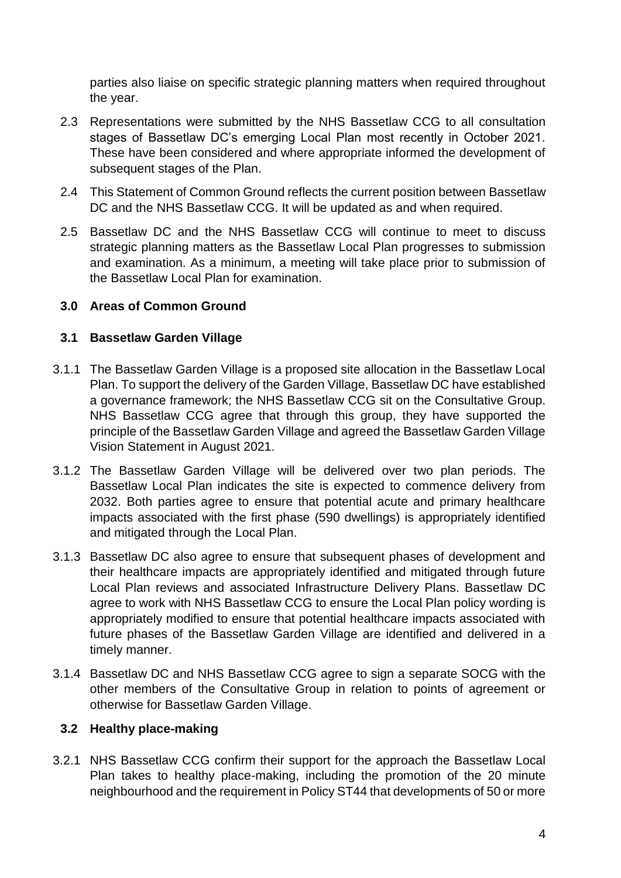parties also liaise on specific strategic planning matters when required throughout the year.

2.3 Representations were submitted by the NHS Bassetlaw CCG to all consultation stages of Bassetlaw DC's emerging Local Plan most recently in October 2021. These have been considered and where appropriate informed the development of subsequent stages of the Plan.

2.4 This Statement of Common Ground reflects the current position between Bassetlaw DC and the NHS Bassetlaw CCG. It will be updated as and when required.

2.5 Bassetlaw DC and the NHS Bassetlaw CCG will continue to meet to discuss strategic planning matters as the Bassetlaw Local Plan progresses to submission and examination. As a minimum, a meeting will take place prior to submission of the Bassetlaw Local Plan for examination.

## 3.0 Areas of Common Ground

### 3.1 Bassetlaw Garden Village

3.1.1 The Bassetlaw Garden Village is a proposed site allocation in the Bassetlaw Local Plan. To support the delivery of the Garden Village, Bassetlaw DC have established a governance framework; the NHS Bassetlaw CCG sit on the Consultative Group. NHS Bassetlaw CCG agree that through this group, they have supported the principle of the Bassetlaw Garden Village and agreed the Bassetlaw Garden Village Vision Statement in August 2021.

3.1.2 The Bassetlaw Garden Village will be delivered over two plan periods. The Bassetlaw Local Plan indicates the site is expected to commence delivery from 2032. Both parties agree to ensure that potential acute and primary healthcare impacts associated with the first phase (590 dwellings) is appropriately identified and mitigated through the Local Plan.

3.1.3 Bassetlaw DC also agree to ensure that subsequent phases of development and their healthcare impacts are appropriately identified and mitigated through future Local Plan reviews and associated Infrastructure Delivery Plans. Bassetlaw DC agree to work with NHS Bassetlaw CCG to ensure the Local Plan policy wording is appropriately modified to ensure that potential healthcare impacts associated with future phases of the Bassetlaw Garden Village are identified and delivered in a timely manner.

3.1.4 Bassetlaw DC and NHS Bassetlaw CCG agree to sign a separate SOCG with the other members of the Consultative Group in relation to points of agreement or otherwise for Bassetlaw Garden Village.

### 3.2 Healthy place-making

3.2.1 NHS Bassetlaw CCG confirm their support for the approach the Bassetlaw Local Plan takes to healthy place-making, including the promotion of the 20 minute neighbourhood and the requirement in Policy ST44 that developments of 50 or more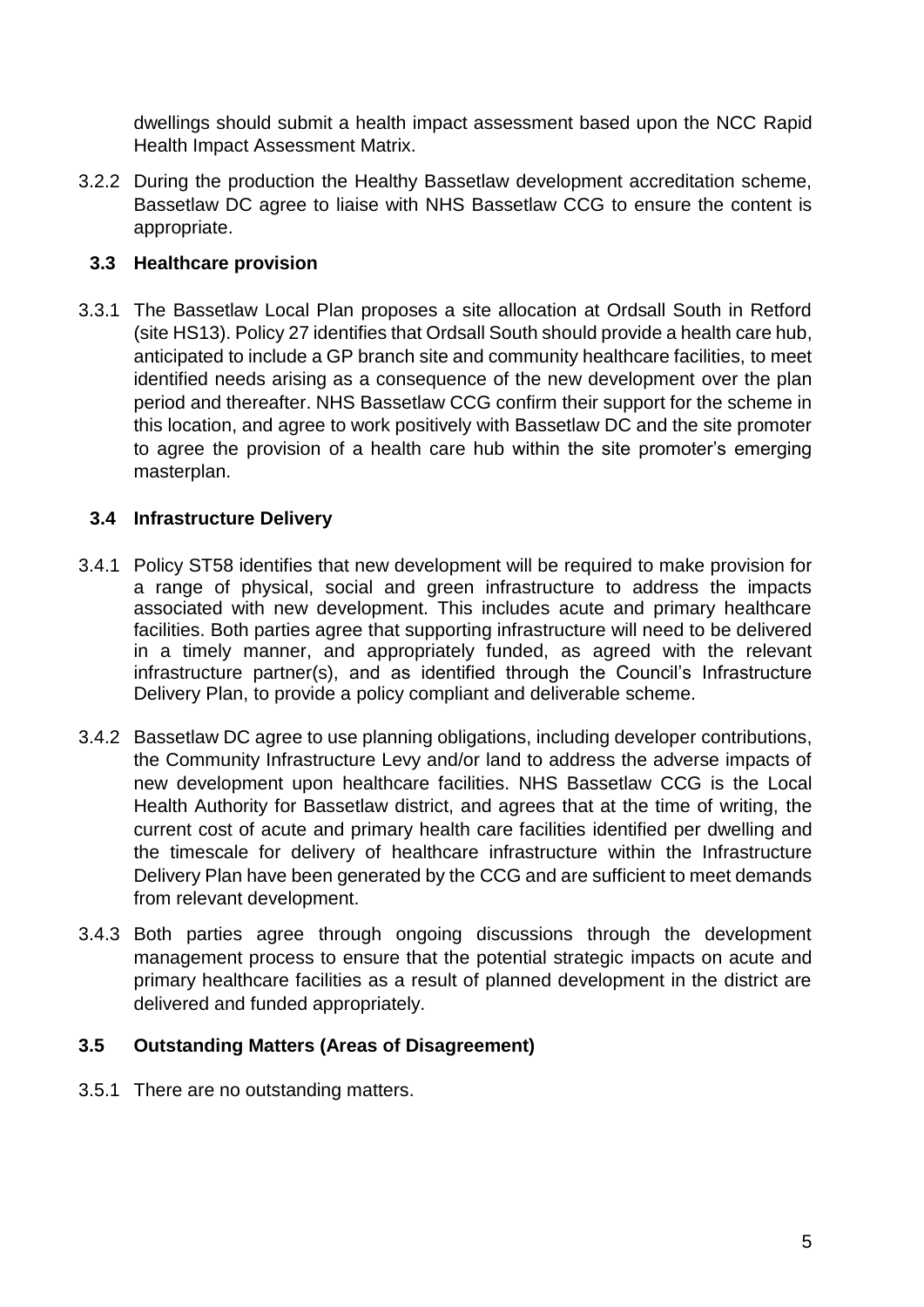dwellings should submit a health impact assessment based upon the NCC Rapid Health Impact Assessment Matrix.

3.2.2 During the production the Healthy Bassetlaw development accreditation scheme, Bassetlaw DC agree to liaise with NHS Bassetlaw CCG to ensure the content is appropriate.

### 3.3 Healthcare provision

3.3.1 The Bassetlaw Local Plan proposes a site allocation at Ordsall South in Retford (site HS13). Policy 27 identifies that Ordsall South should provide a health care hub, anticipated to include a GP branch site and community healthcare facilities, to meet identified needs arising as a consequence of the new development over the plan period and thereafter. NHS Bassetlaw CCG confirm their support for the scheme in this location, and agree to work positively with Bassetlaw DC and the site promoter to agree the provision of a health care hub within the site promoter's emerging masterplan.

### 3.4 Infrastructure Delivery

3.4.1 Policy ST58 identifies that new development will be required to make provision for a range of physical, social and green infrastructure to address the impacts associated with new development. This includes acute and primary healthcare facilities. Both parties agree that supporting infrastructure will need to be delivered in a timely manner, and appropriately funded, as agreed with the relevant infrastructure partner(s), and as identified through the Council's Infrastructure Delivery Plan, to provide a policy compliant and deliverable scheme.

3.4.2 Bassetlaw DC agree to use planning obligations, including developer contributions, the Community Infrastructure Levy and/or land to address the adverse impacts of new development upon healthcare facilities. NHS Bassetlaw CCG is the Local Health Authority for Bassetlaw district, and agrees that at the time of writing, the current cost of acute and primary health care facilities identified per dwelling and the timescale for delivery of healthcare infrastructure within the Infrastructure Delivery Plan have been generated by the CCG and are sufficient to meet demands from relevant development.

3.4.3 Both parties agree through ongoing discussions through the development management process to ensure that the potential strategic impacts on acute and primary healthcare facilities as a result of planned development in the district are delivered and funded appropriately.

### 3.5 Outstanding Matters (Areas of Disagreement)

3.5.1 There are no outstanding matters.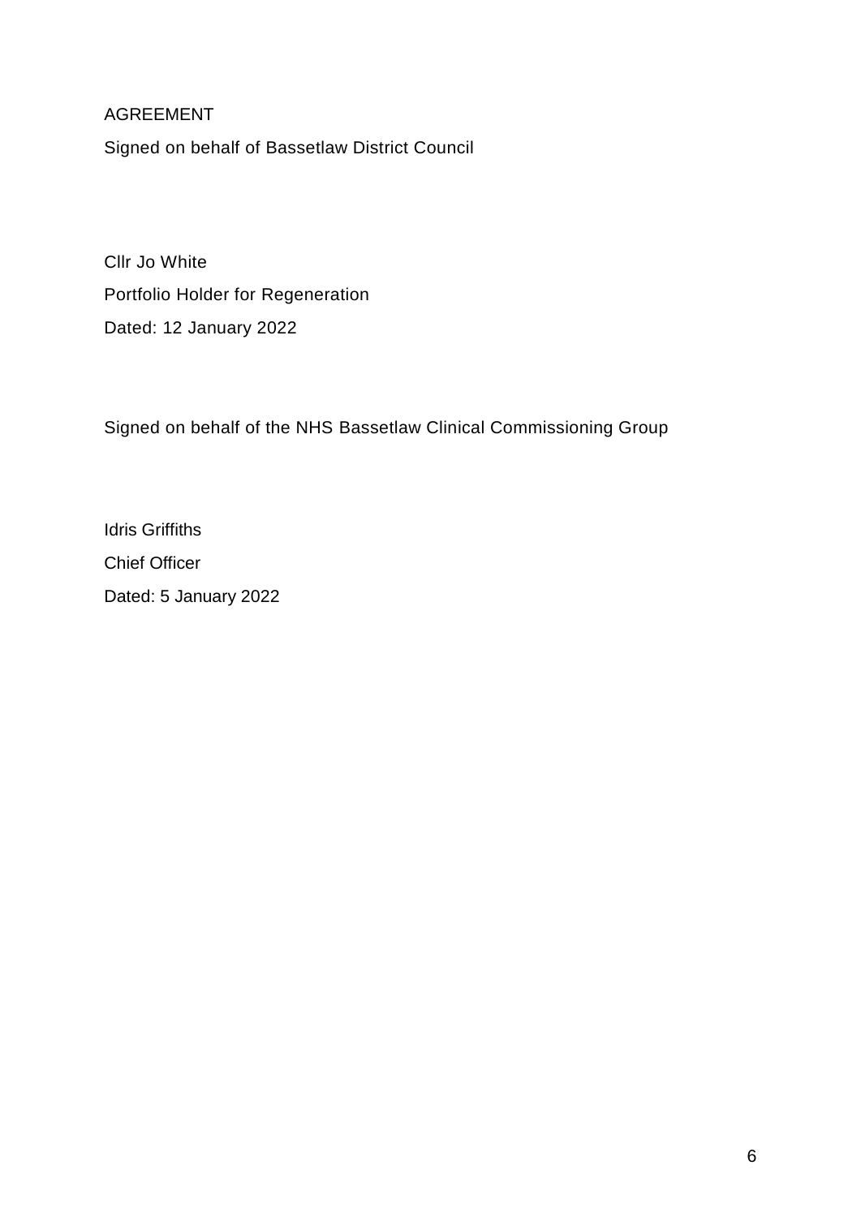AGREEMENT

Signed on behalf of Bassetlaw District Council

Cllr Jo White

Portfolio Holder for Regeneration

Dated: 12 January 2022

Signed on behalf of the NHS Bassetlaw Clinical Commissioning Group

Idris Griffiths

Chief Officer

Dated: 5 January 2022